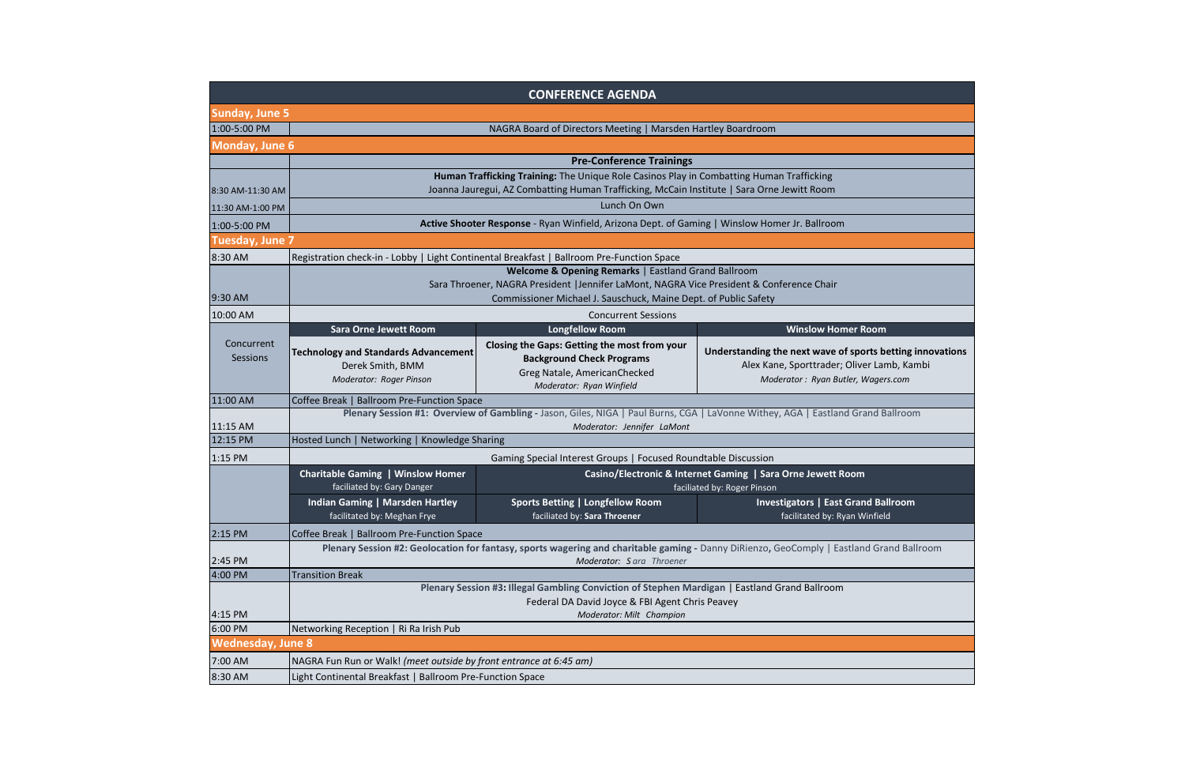# CONFERENCE AGENDA

## Sunday, June 5

| Time | Event |
| --- | --- |
| 1:00-5:00 PM | NAGRA Board of Directors Meeting \| Marsden Hartley Boardroom |

## Monday, June 6

| Time | Event |
| --- | --- |
| | **Pre-Conference Trainings** |
| 8:30 AM-11:30 AM | **Human Trafficking Training:** The Unique Role Casinos Play in Combatting Human Trafficking<br>Joanna Jauregui, AZ Combatting Human Trafficking, McCain Institute \| Sara Orne Jewitt Room |
| 11:30 AM-1:00 PM | Lunch On Own |
| 1:00-5:00 PM | **Active Shooter Response** - Ryan Winfield, Arizona Dept. of Gaming \| Winslow Homer Jr. Ballroom |

## Tuesday, June 7

| Time | | | |
| --- | --- | --- | --- |
| 8:30 AM | Registration check-in - Lobby \| Light Continental Breakfast \| Ballroom Pre-Function Space | | |
| 9:30 AM | **Welcome & Opening Remarks** \| Eastland Grand Ballroom<br>Sara Throener, NAGRA President \|Jennifer LaMont, NAGRA Vice President & Conference Chair<br>Commissioner Michael J. Sauschuck, Maine Dept. of Public Safety | | |
| 10:00 AM | Concurrent Sessions | | |
| | **Sara Orne Jewett Room** | **Longfellow Room** | **Winslow Homer Room** |
| Concurrent Sessions | **Technology and Standards Advancement**<br>Derek Smith, BMM<br>*Moderator: Roger Pinson* | **Closing the Gaps: Getting the most from your Background Check Programs**<br>Greg Natale, AmericanChecked<br>*Moderator: Ryan Winfield* | **Understanding the next wave of sports betting innovations**<br>Alex Kane, Sporttrader; Oliver Lamb, Kambi<br>*Moderator : Ryan Butler, Wagers.com* |
| 11:00 AM | Coffee Break \| Ballroom Pre-Function Space | | |
| 11:15 AM | **Plenary Session #1: Overview of Gambling -** Jason, Giles, NIGA \| Paul Burns, CGA \| LaVonne Withey, AGA \| Eastland Grand Ballroom<br>*Moderator: Jennifer LaMont* | | |
| 12:15 PM | Hosted Lunch \| Networking \| Knowledge Sharing | | |
| 1:15 PM | Gaming Special Interest Groups \| Focused Roundtable Discussion | | |
| | **Charitable Gaming \| Winslow Homer**<br>faciliated by: Gary Danger | **Casino/Electronic & Internet Gaming \| Sara Orne Jewett Room**<br>faciliated by: Roger Pinson | |
| | **Indian Gaming \| Marsden Hartley**<br>facilitated by: Meghan Frye | **Sports Betting \| Longfellow Room**<br>faciliated by: **Sara Throener** | **Investigators \| East Grand Ballroom**<br>facilitated by: Ryan Winfield |
| 2:15 PM | Coffee Break \| Ballroom Pre-Function Space | | |
| 2:45 PM | **Plenary Session #2: Geolocation for fantasy, sports wagering and charitable gaming -** Danny DiRienzo, GeoComply \| Eastland Grand Ballroom<br>*Moderator: Sara Throener* | | |
| 4:00 PM | Transition Break | | |
| 4:15 PM | **Plenary Session #3: Illegal Gambling Conviction of Stephen Mardigan** \| Eastland Grand Ballroom<br>Federal DA David Joyce & FBI Agent Chris Peavey<br>*Moderator: Milt Champion* | | |
| 6:00 PM | Networking Reception \| Ri Ra Irish Pub | | |

## Wednesday, June 8

| Time | Event |
| --- | --- |
| 7:00 AM | NAGRA Fun Run or Walk! *(meet outside by front entrance at 6:45 am)* |
| 8:30 AM | Light Continental Breakfast \| Ballroom Pre-Function Space |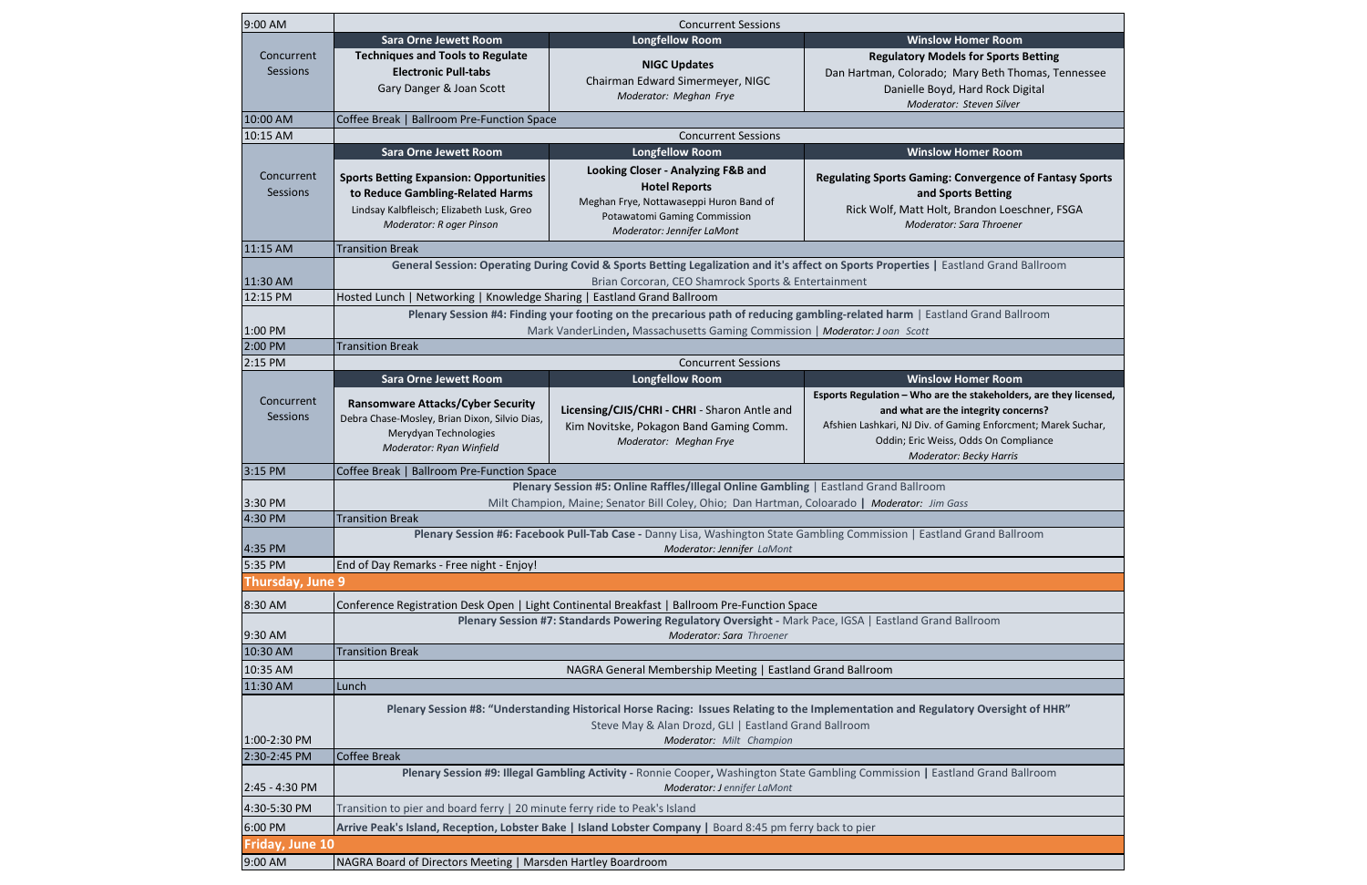| | | | |
|---|---|---|---|
| 9:00 AM | Concurrent Sessions | | |
| | **Sara Orne Jewett Room** | **Longfellow Room** | **Winslow Homer Room** |
| Concurrent Sessions | **Techniques and Tools to Regulate Electronic Pull-tabs** Gary Danger & Joan Scott | **NIGC Updates** Chairman Edward Simermeyer, NIGC *Moderator: Meghan Frye* | **Regulatory Models for Sports Betting** Dan Hartman, Colorado; Mary Beth Thomas, Tennessee Danielle Boyd, Hard Rock Digital *Moderator: Steven Silver* |
| 10:00 AM | Coffee Break \| Ballroom Pre-Function Space | | |
| 10:15 AM | Concurrent Sessions | | |
| | **Sara Orne Jewett Room** | **Longfellow Room** | **Winslow Homer Room** |
| Concurrent Sessions | **Sports Betting Expansion: Opportunities to Reduce Gambling-Related Harms** Lindsay Kalbfleisch; Elizabeth Lusk, Greo *Moderator: R oger Pinson* | **Looking Closer - Analyzing F&B and Hotel Reports** Meghan Frye, Nottawaseppi Huron Band of Potawatomi Gaming Commission *Moderator: Jennifer LaMont* | **Regulating Sports Gaming: Convergence of Fantasy Sports and Sports Betting** Rick Wolf, Matt Holt, Brandon Loeschner, FSGA *Moderator: Sara Throener* |
| 11:15 AM | Transition Break | | |
| 11:30 AM | **General Session: Operating During Covid & Sports Betting Legalization and it's affect on Sports Properties** \| Eastland Grand Ballroom Brian Corcoran, CEO Shamrock Sports & Entertainment | | |
| 12:15 PM | Hosted Lunch \| Networking \| Knowledge Sharing \| Eastland Grand Ballroom | | |
| 1:00 PM | **Plenary Session #4: Finding your footing on the precarious path of reducing gambling-related harm** \| Eastland Grand Ballroom Mark VanderLinden, Massachusetts Gaming Commission \| *Moderator: J oan Scott* | | |
| 2:00 PM | Transition Break | | |
| 2:15 PM | Concurrent Sessions | | |
| | **Sara Orne Jewett Room** | **Longfellow Room** | **Winslow Homer Room** |
| Concurrent Sessions | **Ransomware Attacks/Cyber Security** Debra Chase-Mosley, Brian Dixon, Silvio Dias, Merydyan Technologies *Moderator: Ryan Winfield* | **Licensing/CJIS/CHRI - CHRI** - Sharon Antle and Kim Novitske, Pokagon Band Gaming Comm. *Moderator: Meghan Frye* | **Esports Regulation – Who are the stakeholders, are they licensed, and what are the integrity concerns?** Afshien Lashkari, NJ Div. of Gaming Enforcment; Marek Suchar, Oddin; Eric Weiss, Odds On Compliance *Moderator: Becky Harris* |
| 3:15 PM | Coffee Break \| Ballroom Pre-Function Space | | |
| 3:30 PM | **Plenary Session #5: Online Raffles/Illegal Online Gambling** \| Eastland Grand Ballroom Milt Champion, Maine; Senator Bill Coley, Ohio; Dan Hartman, Coloarado **\|** *Moderator: Jim Gass* | | |
| 4:30 PM | Transition Break | | |
| 4:35 PM | **Plenary Session #6: Facebook Pull-Tab Case -** Danny Lisa, Washington State Gambling Commission \| Eastland Grand Ballroom *Moderator: Jennifer LaMont* | | |
| 5:35 PM | End of Day Remarks - Free night - Enjoy! | | |
| **Thursday, June 9** | | | |
| 8:30 AM | Conference Registration Desk Open \| Light Continental Breakfast \| Ballroom Pre-Function Space | | |
| 9:30 AM | **Plenary Session #7: Standards Powering Regulatory Oversight -** Mark Pace, IGSA \| Eastland Grand Ballroom *Moderator: Sara Throener* | | |
| 10:30 AM | Transition Break | | |
| 10:35 AM | NAGRA General Membership Meeting \| Eastland Grand Ballroom | | |
| 11:30 AM | Lunch | | |
| 1:00-2:30 PM | **Plenary Session #8: "Understanding Historical Horse Racing: Issues Relating to the Implementation and Regulatory Oversight of HHR"** Steve May & Alan Drozd, GLI \| Eastland Grand Ballroom *Moderator: Milt Champion* | | |
| 2:30-2:45 PM | Coffee Break | | |
| 2:45 - 4:30 PM | **Plenary Session #9: Illegal Gambling Activity -** Ronnie Cooper, Washington State Gambling Commission **\|** Eastland Grand Ballroom *Moderator: J ennifer LaMont* | | |
| 4:30-5:30 PM | Transition to pier and board ferry \| 20 minute ferry ride to Peak's Island | | |
| 6:00 PM | **Arrive Peak's Island, Reception, Lobster Bake \| Island Lobster Company \|** Board 8:45 pm ferry back to pier | | |
| **Friday, June 10** | | | |
| 9:00 AM | NAGRA Board of Directors Meeting \| Marsden Hartley Boardroom | | |